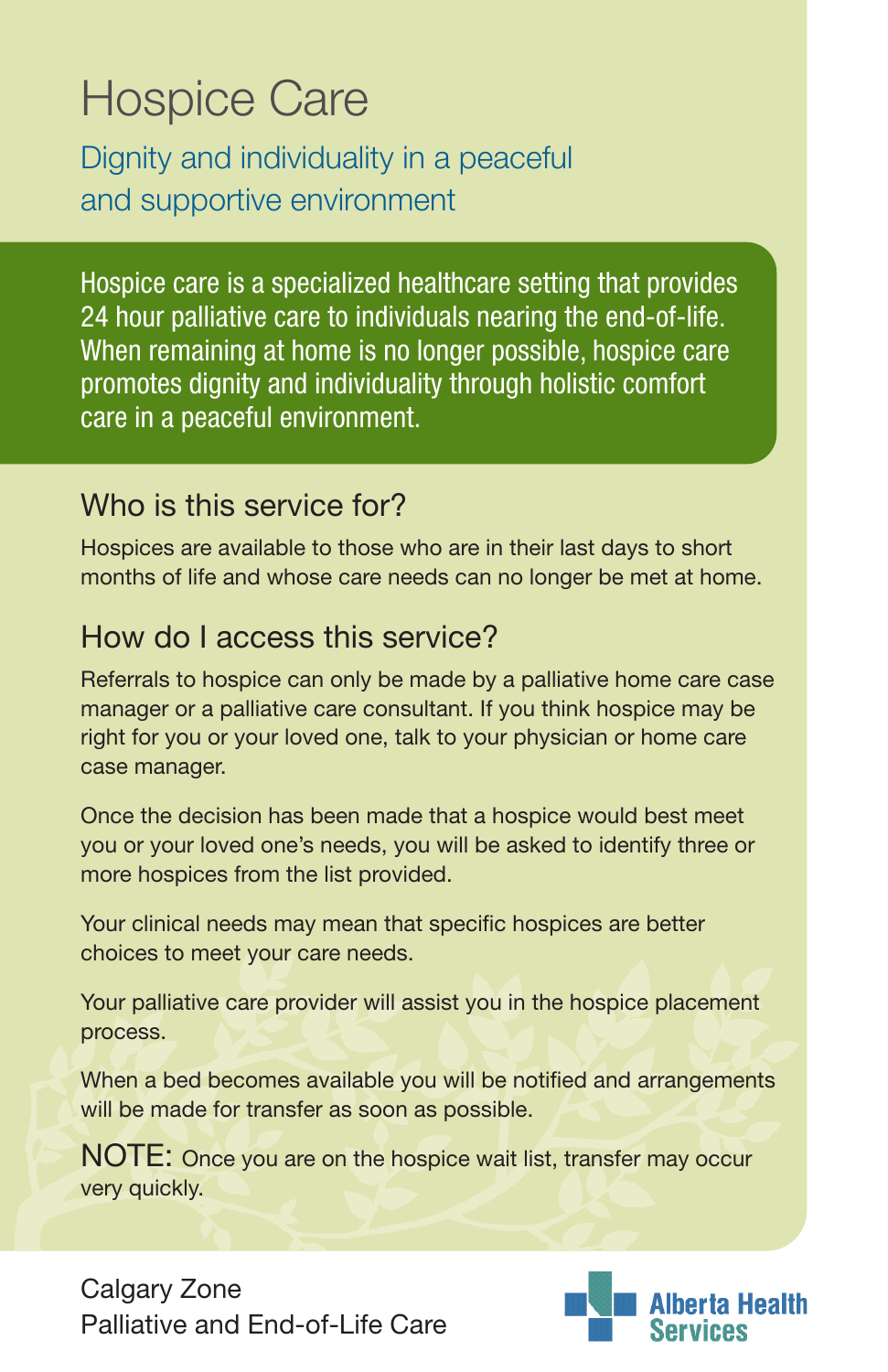# Hospice Care

## Dignity and individuality in a peaceful and supportive environment

Hospice care is a specialized healthcare setting that provides 24 hour palliative care to individuals nearing the end-of-life. When remaining at home is no longer possible, hospice care promotes dignity and individuality through holistic comfort care in a peaceful environment.

## Who is this service for?

Hospices are available to those who are in their last days to short months of life and whose care needs can no longer be met at home.

## How do I access this service?

Referrals to hospice can only be made by a palliative home care case manager or a palliative care consultant. If you think hospice may be right for you or your loved one, talk to your physician or home care case manager.

Once the decision has been made that a hospice would best meet you or your loved one's needs, you will be asked to identify three or more hospices from the list provided.

Your clinical needs may mean that specific hospices are better choices to meet your care needs.

Your palliative care provider will assist you in the hospice placement process.

When a bed becomes available you will be notified and arrangements will be made for transfer as soon as possible.

NOTE: Once you are on the hospice wait list, transfer may occur very quickly.

Calgary Zone
Palliative and End-of-Life Care

Alberta Health Services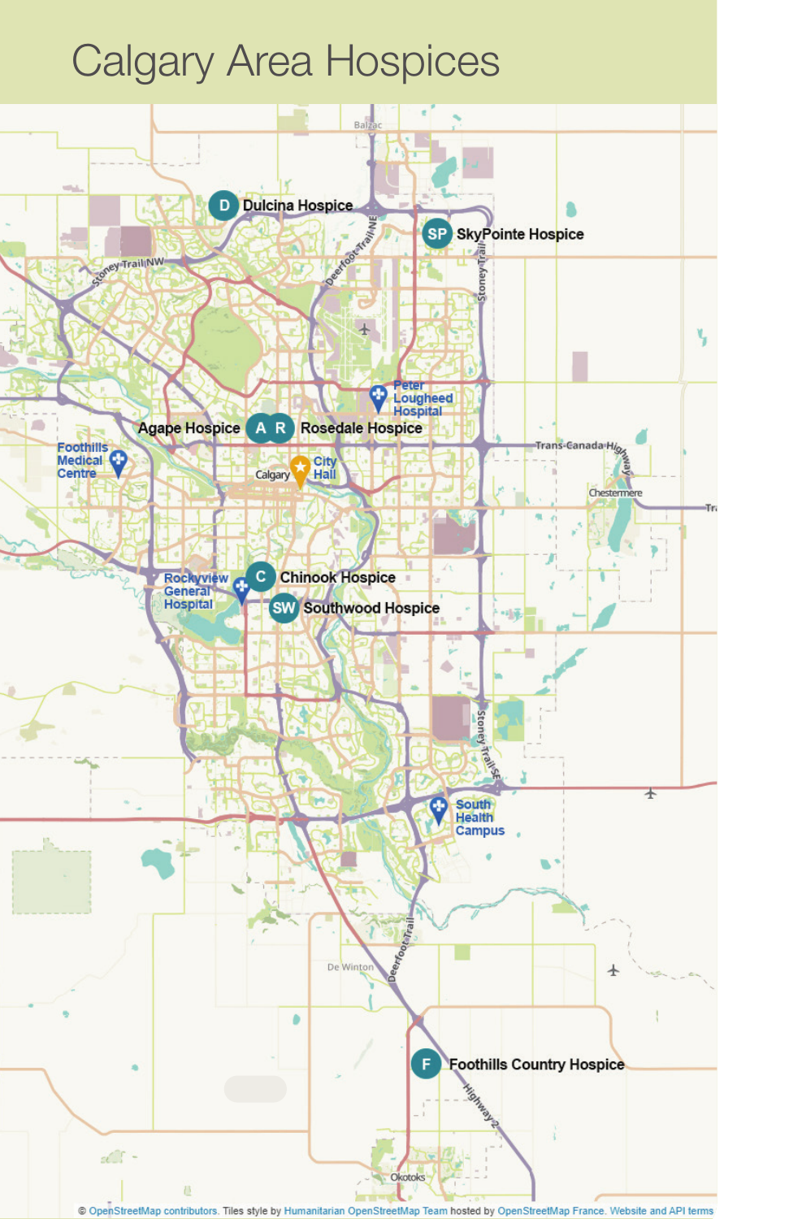# Calgary Area Hospices

- D — Dulcina Hospice
- SP — SkyPointe Hospice
- A — Agape Hospice
- R — Rosedale Hospice
- C — Chinook Hospice
- SW — Southwood Hospice
- F — Foothills Country Hospice

Peter Lougheed Hospital

Foothills Medical Centre

Calgary City Hall

Rockyview General Hospital

South Health Campus

Balzac

Chestermere

De Winton

Okotoks

Stoney Trail NW

Deerfoot Trail NE

Stoney Trail

Trans-Canada Highway

Stoney Trail SE

Deerfoot Trail

Highway 2

© OpenStreetMap contributors. Tiles style by Humanitarian OpenStreetMap Team hosted by OpenStreetMap France. Website and API terms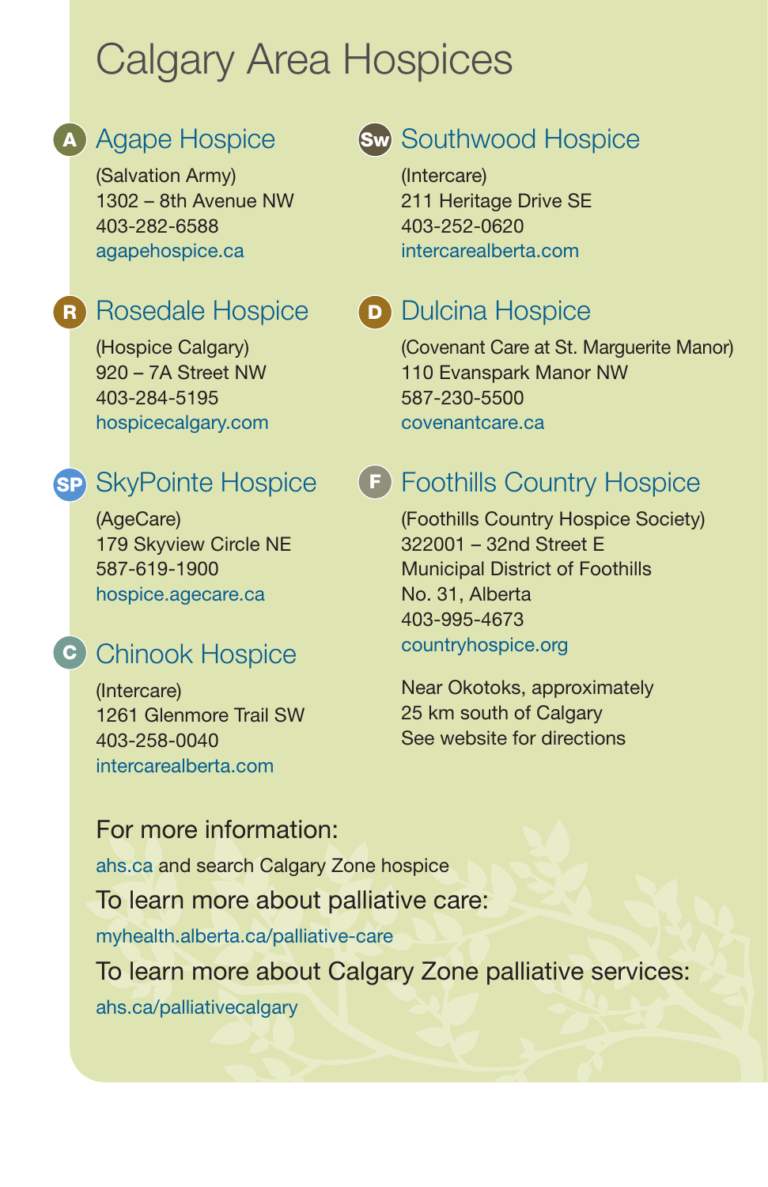# Calgary Area Hospices

## A Agape Hospice

(Salvation Army)
1302 – 8th Avenue NW
403-282-6588
agapehospice.ca

## R Rosedale Hospice

(Hospice Calgary)
920 – 7A Street NW
403-284-5195
hospicecalgary.com

## SP SkyPointe Hospice

(AgeCare)
179 Skyview Circle NE
587-619-1900
hospice.agecare.ca

## C Chinook Hospice

(Intercare)
1261 Glenmore Trail SW
403-258-0040
intercarealberta.com

## Sw Southwood Hospice

(Intercare)
211 Heritage Drive SE
403-252-0620
intercarealberta.com

## D Dulcina Hospice

(Covenant Care at St. Marguerite Manor)
110 Evanspark Manor NW
587-230-5500
covenantcare.ca

## F Foothills Country Hospice

(Foothills Country Hospice Society)
322001 – 32nd Street E
Municipal District of Foothills
No. 31, Alberta
403-995-4673
countryhospice.org

Near Okotoks, approximately
25 km south of Calgary
See website for directions

### For more information:

ahs.ca and search Calgary Zone hospice

### To learn more about palliative care:

myhealth.alberta.ca/palliative-care

### To learn more about Calgary Zone palliative services:

ahs.ca/palliativecalgary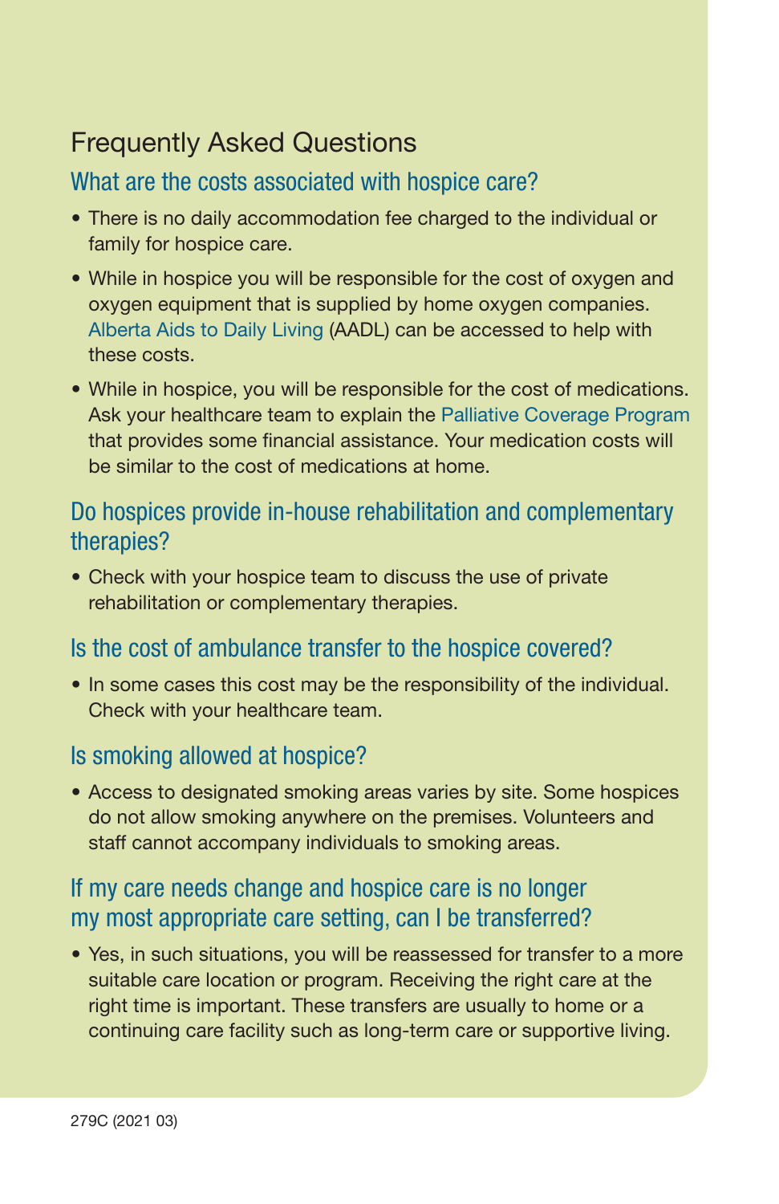## Frequently Asked Questions

### What are the costs associated with hospice care?

- There is no daily accommodation fee charged to the individual or family for hospice care.
- While in hospice you will be responsible for the cost of oxygen and oxygen equipment that is supplied by home oxygen companies. Alberta Aids to Daily Living (AADL) can be accessed to help with these costs.
- While in hospice, you will be responsible for the cost of medications. Ask your healthcare team to explain the Palliative Coverage Program that provides some financial assistance. Your medication costs will be similar to the cost of medications at home.

### Do hospices provide in-house rehabilitation and complementary therapies?

- Check with your hospice team to discuss the use of private rehabilitation or complementary therapies.

### Is the cost of ambulance transfer to the hospice covered?

- In some cases this cost may be the responsibility of the individual. Check with your healthcare team.

### Is smoking allowed at hospice?

- Access to designated smoking areas varies by site. Some hospices do not allow smoking anywhere on the premises. Volunteers and staff cannot accompany individuals to smoking areas.

### If my care needs change and hospice care is no longer my most appropriate care setting, can I be transferred?

- Yes, in such situations, you will be reassessed for transfer to a more suitable care location or program. Receiving the right care at the right time is important. These transfers are usually to home or a continuing care facility such as long-term care or supportive living.

279C (2021 03)